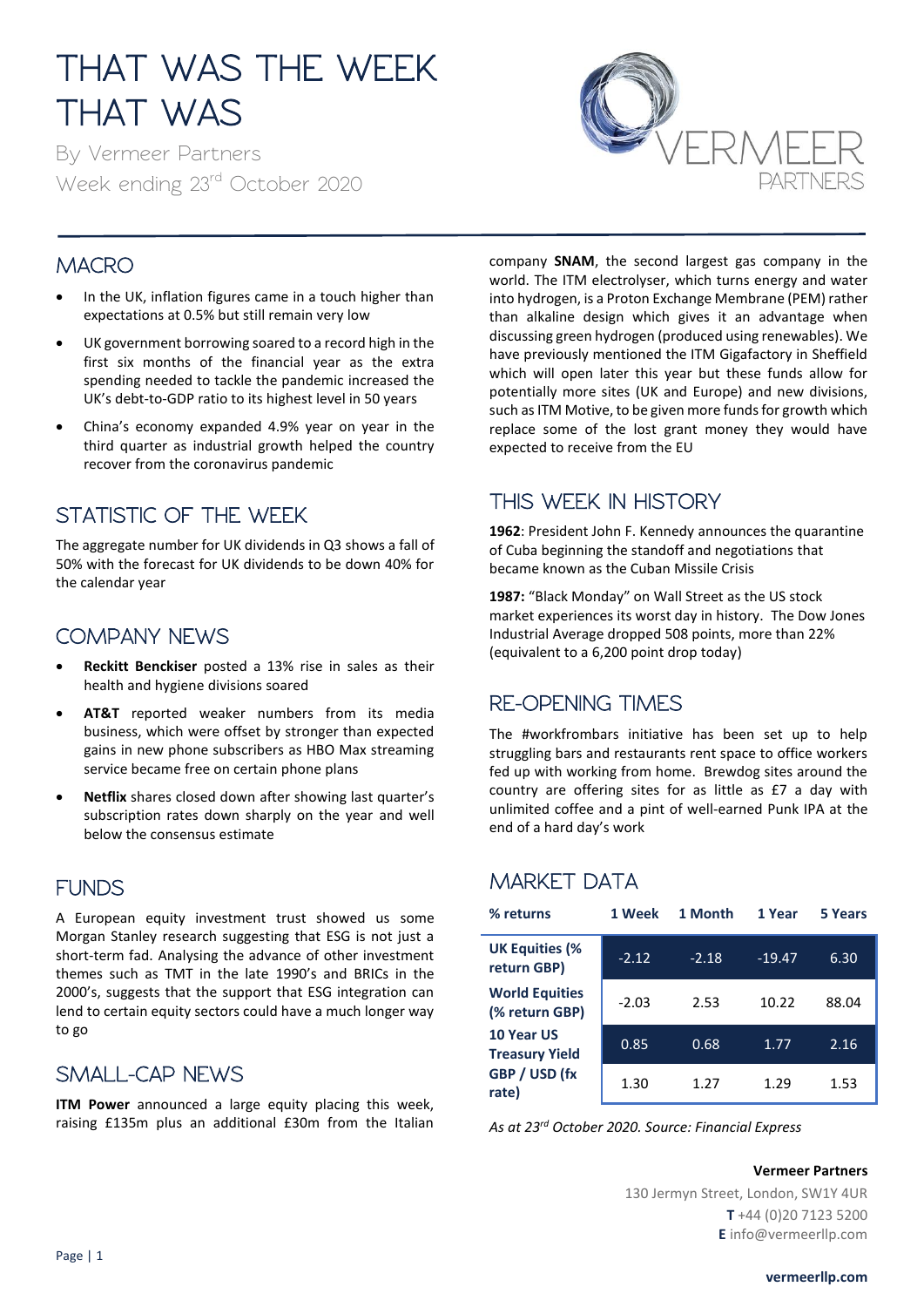# THAT WAS THE WEEK THAT WAS

By Vermeer Partners

Week ending 23rd October 2020

## MACRO

- In the UK, inflation figures came in a touch higher than expectations at 0.5% but still remain very low
- UK government borrowing soared to a record high in the first six months of the financial year as the extra spending needed to tackle the pandemic increased the UK's debt-to-GDP ratio to its highest level in 50 years
- China's economy expanded 4.9% year on year in the third quarter as industrial growth helped the country recover from the coronavirus pandemic

## STATISTIC OF THE WEEK

The aggregate number for UK dividends in Q3 shows a fall of 50% with the forecast for UK dividends to be down 40% for the calendar year

## COMPANY NEWS

- **Reckitt Benckiser** posted a 13% rise in sales as their health and hygiene divisions soared
- **AT&T** reported weaker numbers from its media business, which were offset by stronger than expected gains in new phone subscribers as HBO Max streaming service became free on certain phone plans
- **Netflix** shares closed down after showing last quarter's subscription rates down sharply on the year and well below the consensus estimate

## FUNDS

A European equity investment trust showed us some Morgan Stanley research suggesting that ESG is not just a short-term fad. Analysing the advance of other investment themes such as TMT in the late 1990's and BRICs in the 2000's, suggests that the support that ESG integration can lend to certain equity sectors could have a much longer way to go

## SMALL-CAP NEWS

**ITM Power** announced a large equity placing this week, raising £135m plus an additional £30m from the Italian company **SNAM**, the second largest gas company in the world. The ITM electrolyser, which turns energy and water into hydrogen, is a Proton Exchange Membrane (PEM) rather than alkaline design which gives it an advantage when discussing green hydrogen (produced using renewables). We have previously mentioned the ITM Gigafactory in Sheffield which will open later this year but these funds allow for potentially more sites (UK and Europe) and new divisions, such as ITM Motive, to be given more funds for growth which replace some of the lost grant money they would have expected to receive from the EU

## THIS WEEK IN HISTORY

**1962**: President John F. Kennedy announces the quarantine of Cuba beginning the standoff and negotiations that became known as the Cuban Missile Crisis

**1987:** "Black Monday" on Wall Street as the US stock market experiences its worst day in history. The Dow Jones Industrial Average dropped 508 points, more than 22% (equivalent to a 6,200 point drop today)

## RE-OPENING TIMES

The #workfrombars initiative has been set up to help struggling bars and restaurants rent space to office workers fed up with working from home. Brewdog sites around the country are offering sites for as little as £7 a day with unlimited coffee and a pint of well-earned Punk IPA at the end of a hard day's work

## MARKET DATA

| % returns | 1 Week | 1 Month | 1 Year | 5 Years |
|---|---|---|---|---|
| **UK Equities (% return GBP)** | -2.12 | -2.18 | -19.47 | 6.30 |
| **World Equities (% return GBP)** | -2.03 | 2.53 | 10.22 | 88.04 |
| **10 Year US Treasury Yield** | 0.85 | 0.68 | 1.77 | 2.16 |
| **GBP / USD (fx rate)** | 1.30 | 1.27 | 1.29 | 1.53 |

*As at 23rd October 2020. Source: Financial Express*

**Vermeer Partners**

130 Jermyn Street, London, SW1Y 4UR

**T** +44 (0)20 7123 5200

**E** info@vermeerllp.com

**vermeerllp.com**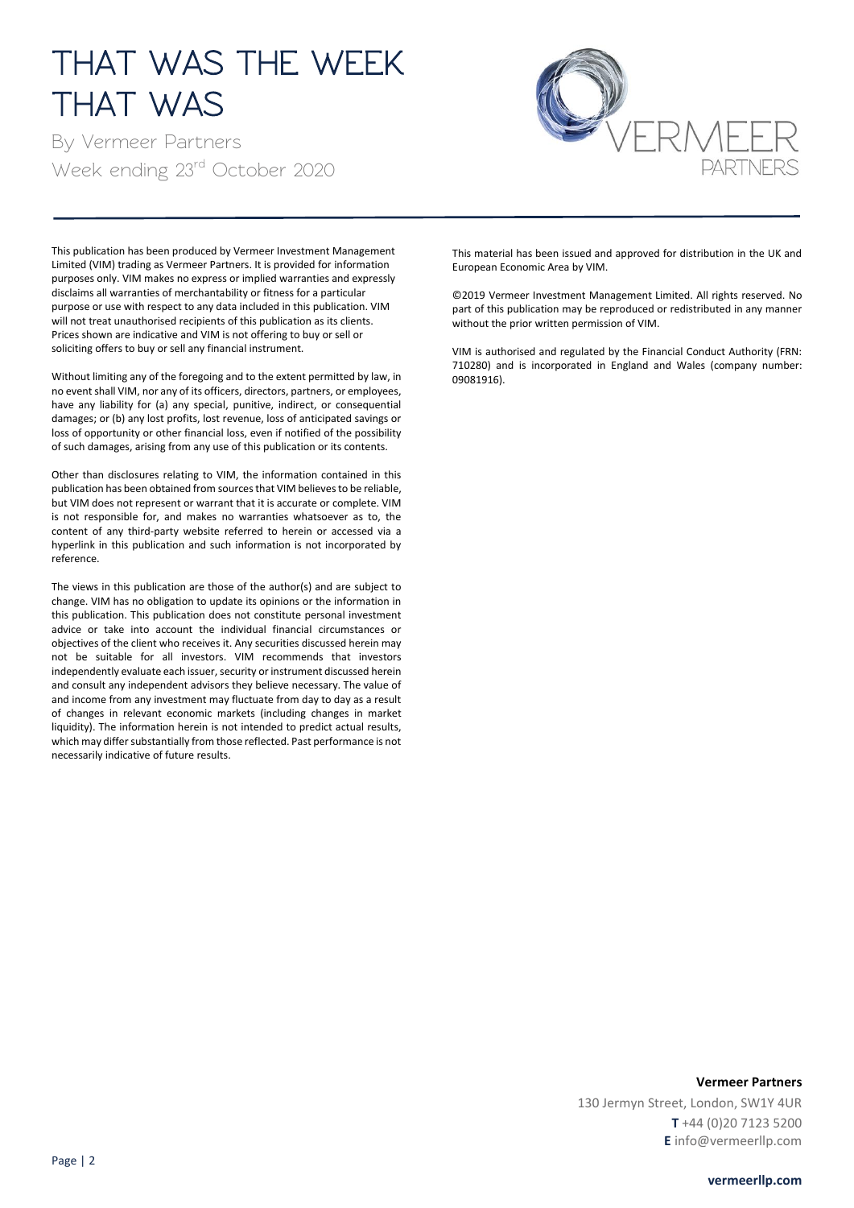# THAT WAS THE WEEK THAT WAS

By Vermeer Partners

Week ending 23rd October 2020

This publication has been produced by Vermeer Investment Management Limited (VIM) trading as Vermeer Partners. It is provided for information purposes only. VIM makes no express or implied warranties and expressly disclaims all warranties of merchantability or fitness for a particular purpose or use with respect to any data included in this publication. VIM will not treat unauthorised recipients of this publication as its clients. Prices shown are indicative and VIM is not offering to buy or sell or soliciting offers to buy or sell any financial instrument.

Without limiting any of the foregoing and to the extent permitted by law, in no event shall VIM, nor any of its officers, directors, partners, or employees, have any liability for (a) any special, punitive, indirect, or consequential damages; or (b) any lost profits, lost revenue, loss of anticipated savings or loss of opportunity or other financial loss, even if notified of the possibility of such damages, arising from any use of this publication or its contents.

Other than disclosures relating to VIM, the information contained in this publication has been obtained from sources that VIM believes to be reliable, but VIM does not represent or warrant that it is accurate or complete. VIM is not responsible for, and makes no warranties whatsoever as to, the content of any third-party website referred to herein or accessed via a hyperlink in this publication and such information is not incorporated by reference.

The views in this publication are those of the author(s) and are subject to change. VIM has no obligation to update its opinions or the information in this publication. This publication does not constitute personal investment advice or take into account the individual financial circumstances or objectives of the client who receives it. Any securities discussed herein may not be suitable for all investors. VIM recommends that investors independently evaluate each issuer, security or instrument discussed herein and consult any independent advisors they believe necessary. The value of and income from any investment may fluctuate from day to day as a result of changes in relevant economic markets (including changes in market liquidity). The information herein is not intended to predict actual results, which may differ substantially from those reflected. Past performance is not necessarily indicative of future results.

This material has been issued and approved for distribution in the UK and European Economic Area by VIM.

©2019 Vermeer Investment Management Limited. All rights reserved. No part of this publication may be reproduced or redistributed in any manner without the prior written permission of VIM.

VIM is authorised and regulated by the Financial Conduct Authority (FRN: 710280) and is incorporated in England and Wales (company number: 09081916).

**Vermeer Partners**
130 Jermyn Street, London, SW1Y 4UR
**T** +44 (0)20 7123 5200
**E** info@vermeerllp.com

**vermeerllp.com**